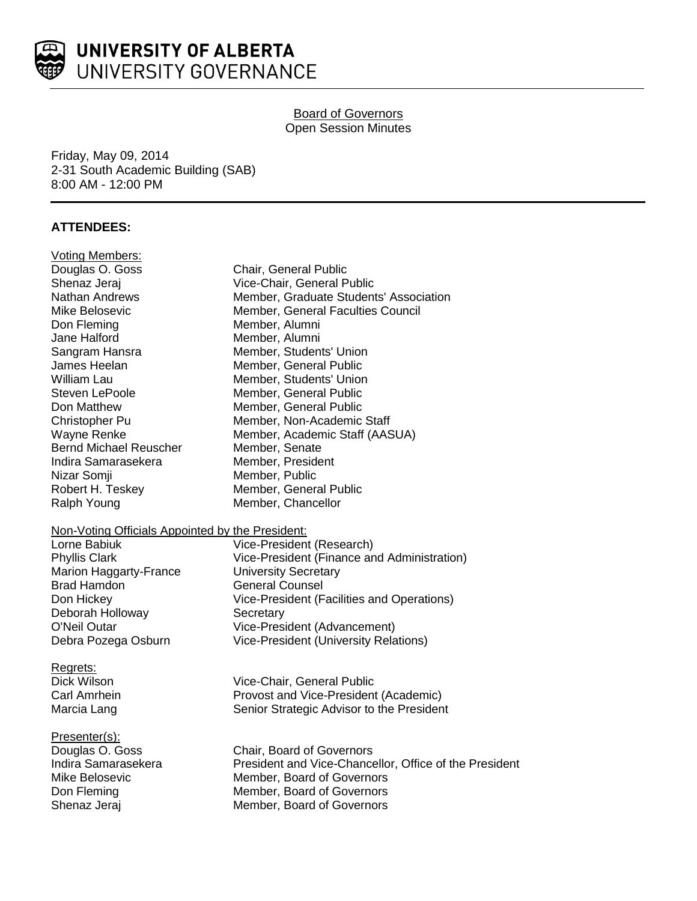**UNIVERSITY OF ALBERTA**
UNIVERSITY GOVERNANCE

<u>Board of Governors</u>
Open Session Minutes

Friday, May 09, 2014
2-31 South Academic Building (SAB)
8:00 AM - 12:00 PM

## ATTENDEES:

<u>Voting Members:</u>

| | |
|---|---|
| Douglas O. Goss | Chair, General Public |
| Shenaz Jeraj | Vice-Chair, General Public |
| Nathan Andrews | Member, Graduate Students' Association |
| Mike Belosevic | Member, General Faculties Council |
| Don Fleming | Member, Alumni |
| Jane Halford | Member, Alumni |
| Sangram Hansra | Member, Students' Union |
| James Heelan | Member, General Public |
| William Lau | Member, Students' Union |
| Steven LePoole | Member, General Public |
| Don Matthew | Member, General Public |
| Christopher Pu | Member, Non-Academic Staff |
| Wayne Renke | Member, Academic Staff (AASUA) |
| Bernd Michael Reuscher | Member, Senate |
| Indira Samarasekera | Member, President |
| Nizar Somji | Member, Public |
| Robert H. Teskey | Member, General Public |
| Ralph Young | Member, Chancellor |

<u>Non-Voting Officials Appointed by the President:</u>

| | |
|---|---|
| Lorne Babiuk | Vice-President (Research) |
| Phyllis Clark | Vice-President (Finance and Administration) |
| Marion Haggarty-France | University Secretary |
| Brad Hamdon | General Counsel |
| Don Hickey | Vice-President (Facilities and Operations) |
| Deborah Holloway | Secretary |
| O'Neil Outar | Vice-President (Advancement) |
| Debra Pozega Osburn | Vice-President (University Relations) |

<u>Regrets:</u>

| | |
|---|---|
| Dick Wilson | Vice-Chair, General Public |
| Carl Amrhein | Provost and Vice-President (Academic) |
| Marcia Lang | Senior Strategic Advisor to the President |

<u>Presenter(s):</u>

| | |
|---|---|
| Douglas O. Goss | Chair, Board of Governors |
| Indira Samarasekera | President and Vice-Chancellor, Office of the President |
| Mike Belosevic | Member, Board of Governors |
| Don Fleming | Member, Board of Governors |
| Shenaz Jeraj | Member, Board of Governors |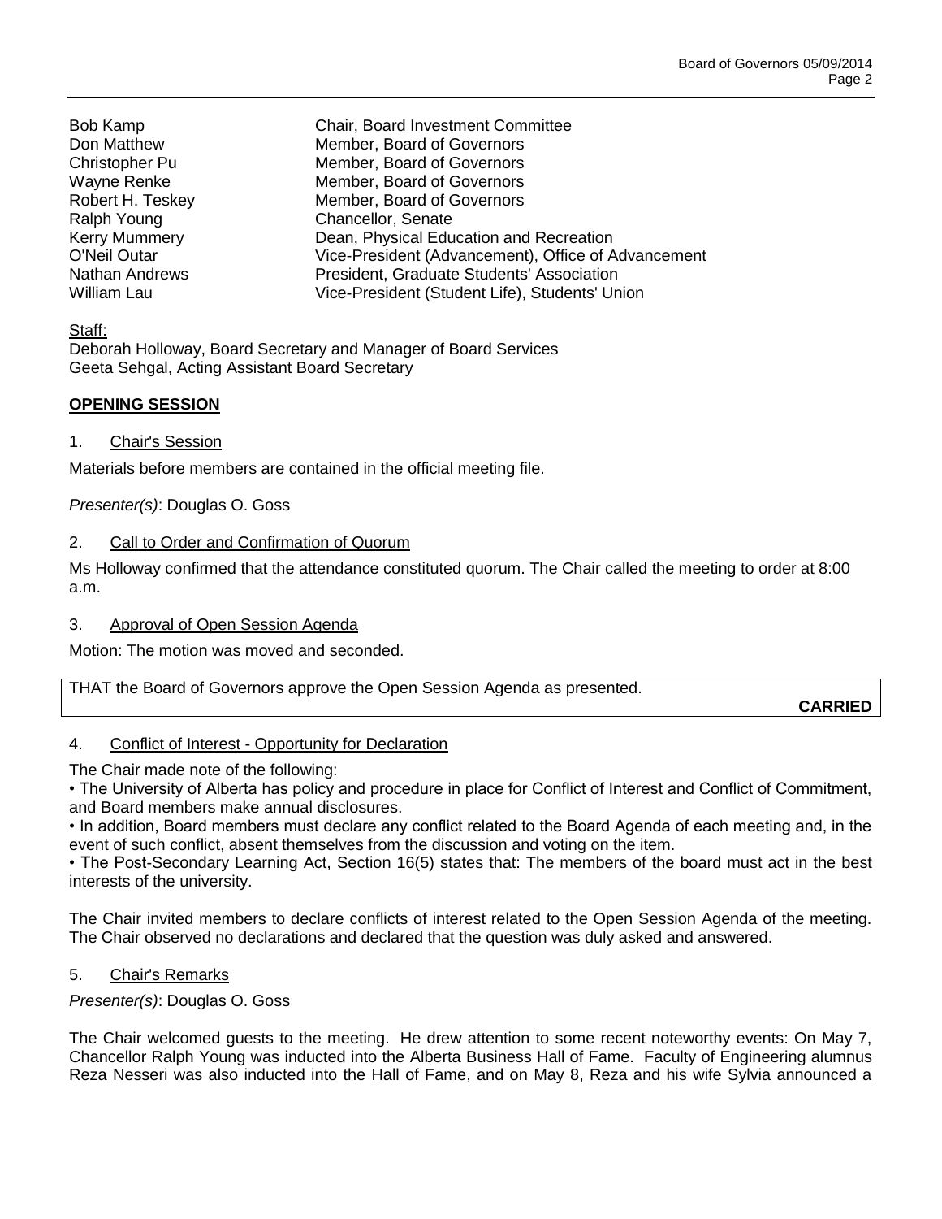| | |
|---|---|
| Bob Kamp | Chair, Board Investment Committee |
| Don Matthew | Member, Board of Governors |
| Christopher Pu | Member, Board of Governors |
| Wayne Renke | Member, Board of Governors |
| Robert H. Teskey | Member, Board of Governors |
| Ralph Young | Chancellor, Senate |
| Kerry Mummery | Dean, Physical Education and Recreation |
| O'Neil Outar | Vice-President (Advancement), Office of Advancement |
| Nathan Andrews | President, Graduate Students' Association |
| William Lau | Vice-President (Student Life), Students' Union |

Staff:
Deborah Holloway, Board Secretary and Manager of Board Services
Geeta Sehgal, Acting Assistant Board Secretary

## OPENING SESSION

### 1. Chair's Session

Materials before members are contained in the official meeting file.

*Presenter(s)*: Douglas O. Goss

### 2. Call to Order and Confirmation of Quorum

Ms Holloway confirmed that the attendance constituted quorum. The Chair called the meeting to order at 8:00 a.m.

### 3. Approval of Open Session Agenda

Motion: The motion was moved and seconded.

THAT the Board of Governors approve the Open Session Agenda as presented.

**CARRIED**

### 4. Conflict of Interest - Opportunity for Declaration

The Chair made note of the following:

- The University of Alberta has policy and procedure in place for Conflict of Interest and Conflict of Commitment, and Board members make annual disclosures.
- In addition, Board members must declare any conflict related to the Board Agenda of each meeting and, in the event of such conflict, absent themselves from the discussion and voting on the item.
- The Post-Secondary Learning Act, Section 16(5) states that: The members of the board must act in the best interests of the university.

The Chair invited members to declare conflicts of interest related to the Open Session Agenda of the meeting. The Chair observed no declarations and declared that the question was duly asked and answered.

### 5. Chair's Remarks

*Presenter(s)*: Douglas O. Goss

The Chair welcomed guests to the meeting. He drew attention to some recent noteworthy events: On May 7, Chancellor Ralph Young was inducted into the Alberta Business Hall of Fame. Faculty of Engineering alumnus Reza Nesseri was also inducted into the Hall of Fame, and on May 8, Reza and his wife Sylvia announced a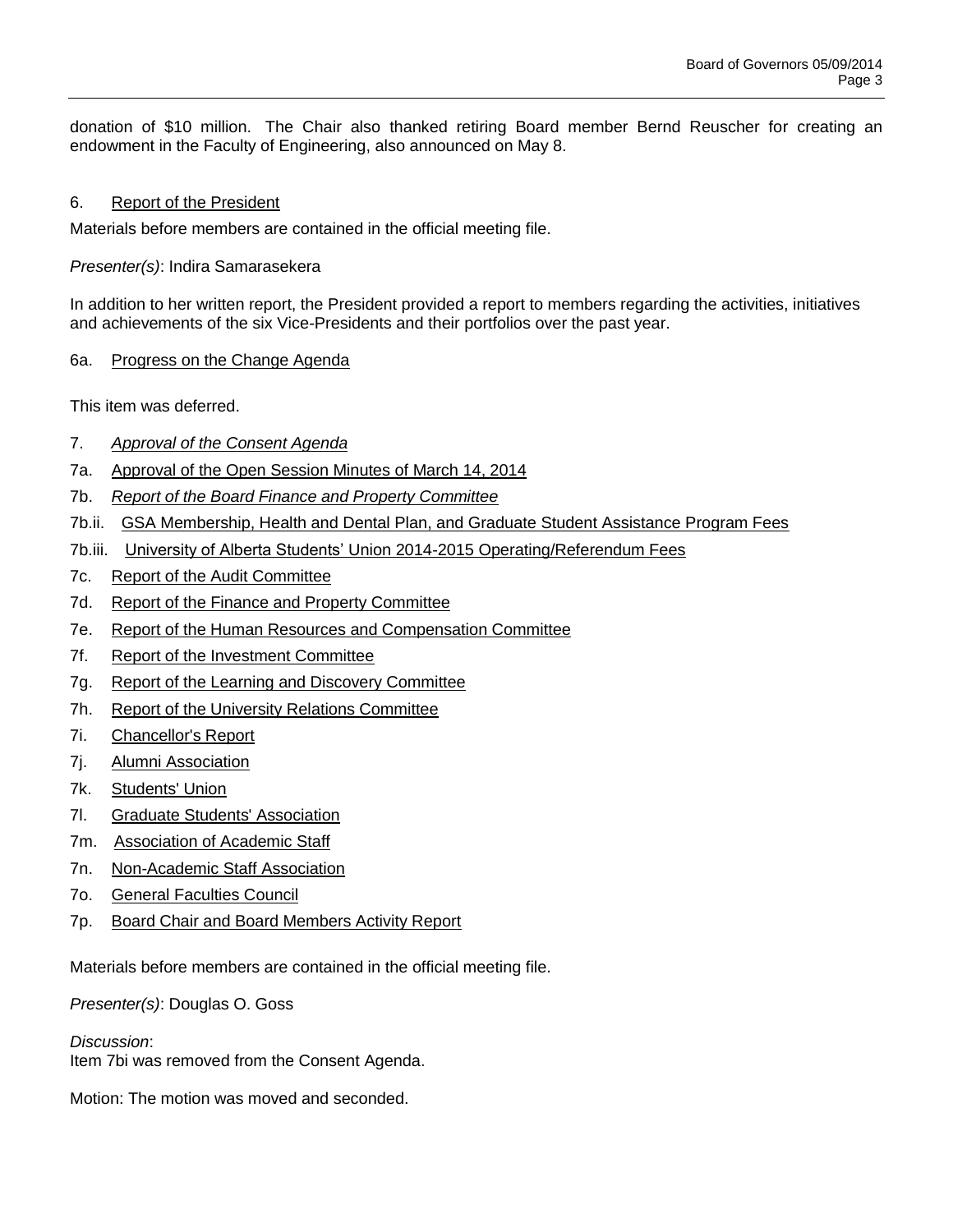donation of $10 million. The Chair also thanked retiring Board member Bernd Reuscher for creating an endowment in the Faculty of Engineering, also announced on May 8.

6. Report of the President

Materials before members are contained in the official meeting file.

*Presenter(s)*: Indira Samarasekera

In addition to her written report, the President provided a report to members regarding the activities, initiatives and achievements of the six Vice-Presidents and their portfolios over the past year.

6a. Progress on the Change Agenda

This item was deferred.

7. *Approval of the Consent Agenda*

7a. Approval of the Open Session Minutes of March 14, 2014

7b. *Report of the Board Finance and Property Committee*

7b.ii. GSA Membership, Health and Dental Plan, and Graduate Student Assistance Program Fees

7b.iii. University of Alberta Students' Union 2014-2015 Operating/Referendum Fees

7c. Report of the Audit Committee

7d. Report of the Finance and Property Committee

7e. Report of the Human Resources and Compensation Committee

7f. Report of the Investment Committee

7g. Report of the Learning and Discovery Committee

7h. Report of the University Relations Committee

7i. Chancellor's Report

7j. Alumni Association

7k. Students' Union

7l. Graduate Students' Association

7m. Association of Academic Staff

7n. Non-Academic Staff Association

7o. General Faculties Council

7p. Board Chair and Board Members Activity Report

Materials before members are contained in the official meeting file.

*Presenter(s)*: Douglas O. Goss

*Discussion*:
Item 7bi was removed from the Consent Agenda.

Motion: The motion was moved and seconded.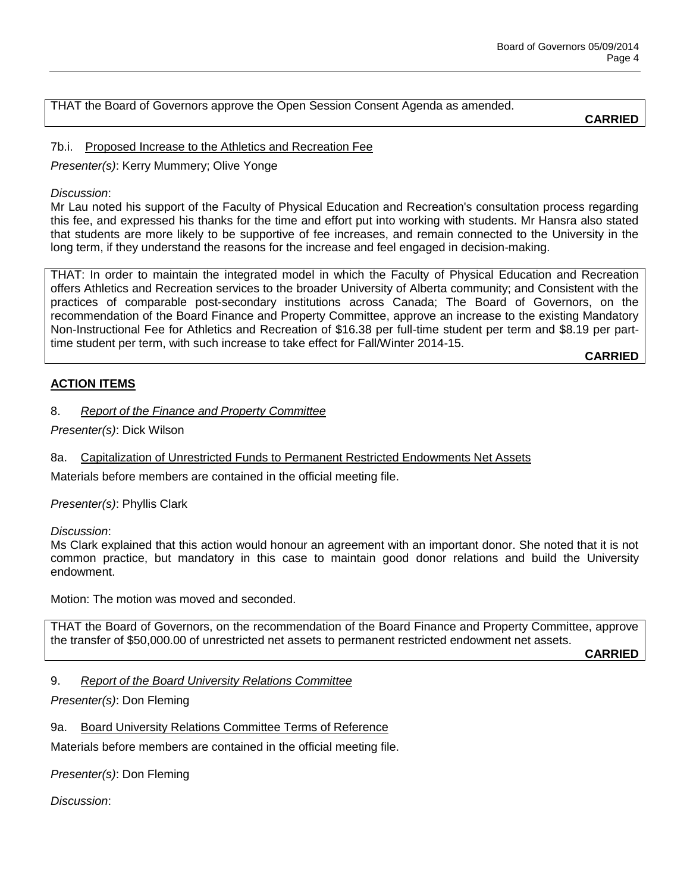THAT the Board of Governors approve the Open Session Consent Agenda as amended.

**CARRIED**

7b.i. Proposed Increase to the Athletics and Recreation Fee

*Presenter(s)*: Kerry Mummery; Olive Yonge

*Discussion*:
Mr Lau noted his support of the Faculty of Physical Education and Recreation's consultation process regarding this fee, and expressed his thanks for the time and effort put into working with students. Mr Hansra also stated that students are more likely to be supportive of fee increases, and remain connected to the University in the long term, if they understand the reasons for the increase and feel engaged in decision-making.

THAT: In order to maintain the integrated model in which the Faculty of Physical Education and Recreation offers Athletics and Recreation services to the broader University of Alberta community; and Consistent with the practices of comparable post-secondary institutions across Canada; The Board of Governors, on the recommendation of the Board Finance and Property Committee, approve an increase to the existing Mandatory Non-Instructional Fee for Athletics and Recreation of $16.38 per full-time student per term and $8.19 per part-time student per term, with such increase to take effect for Fall/Winter 2014-15.

**CARRIED**

## ACTION ITEMS

8. *Report of the Finance and Property Committee*

*Presenter(s)*: Dick Wilson

8a. Capitalization of Unrestricted Funds to Permanent Restricted Endowments Net Assets

Materials before members are contained in the official meeting file.

*Presenter(s)*: Phyllis Clark

*Discussion*:
Ms Clark explained that this action would honour an agreement with an important donor. She noted that it is not common practice, but mandatory in this case to maintain good donor relations and build the University endowment.

Motion: The motion was moved and seconded.

THAT the Board of Governors, on the recommendation of the Board Finance and Property Committee, approve the transfer of $50,000.00 of unrestricted net assets to permanent restricted endowment net assets.

**CARRIED**

9. *Report of the Board University Relations Committee*

*Presenter(s)*: Don Fleming

9a. Board University Relations Committee Terms of Reference

Materials before members are contained in the official meeting file.

*Presenter(s)*: Don Fleming

*Discussion*: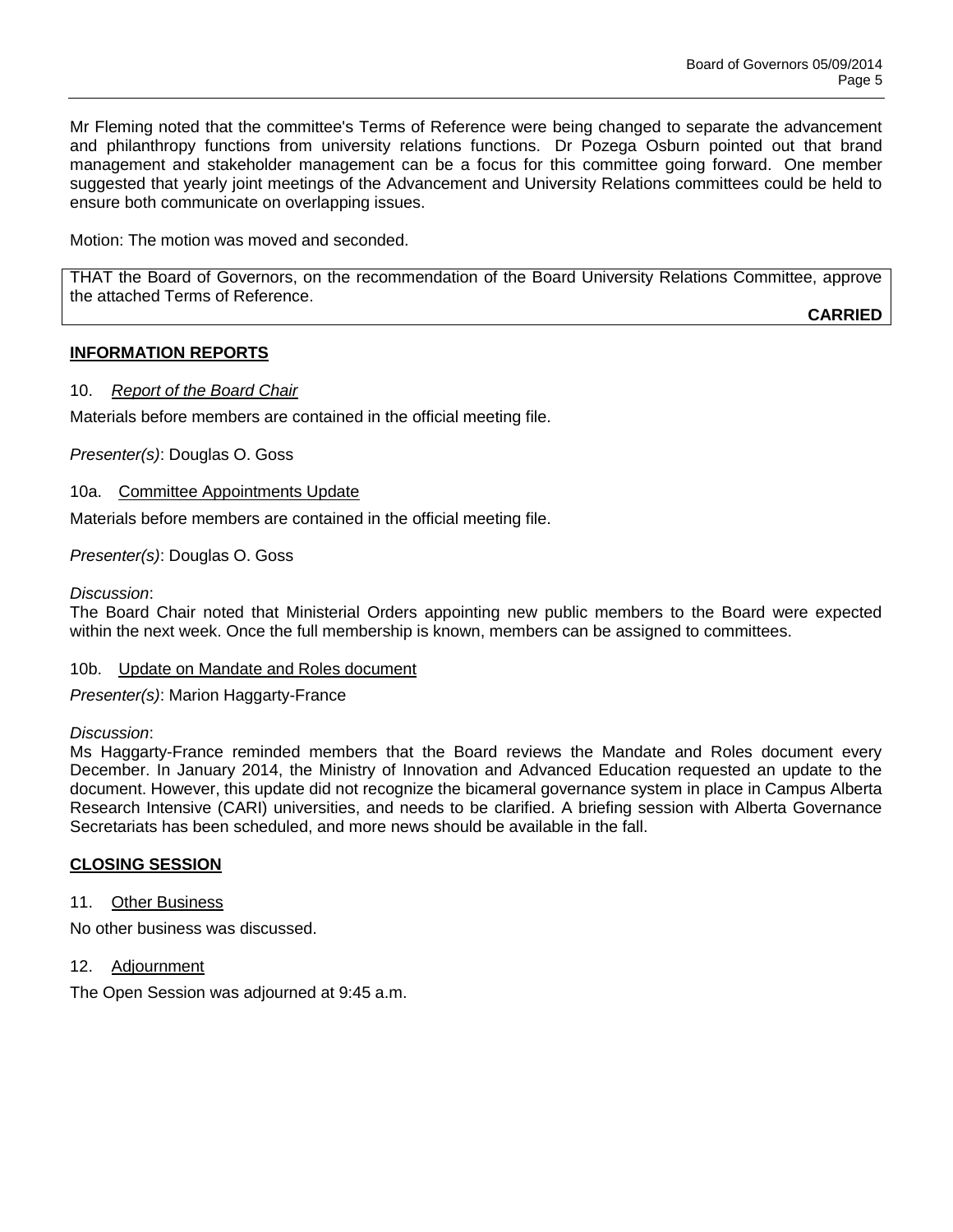Mr Fleming noted that the committee's Terms of Reference were being changed to separate the advancement and philanthropy functions from university relations functions. Dr Pozega Osburn pointed out that brand management and stakeholder management can be a focus for this committee going forward. One member suggested that yearly joint meetings of the Advancement and University Relations committees could be held to ensure both communicate on overlapping issues.

Motion: The motion was moved and seconded.

THAT the Board of Governors, on the recommendation of the Board University Relations Committee, approve the attached Terms of Reference.

**CARRIED**

## INFORMATION REPORTS

10. *Report of the Board Chair*

Materials before members are contained in the official meeting file.

*Presenter(s)*: Douglas O. Goss

10a. Committee Appointments Update

Materials before members are contained in the official meeting file.

*Presenter(s)*: Douglas O. Goss

*Discussion*:
The Board Chair noted that Ministerial Orders appointing new public members to the Board were expected within the next week. Once the full membership is known, members can be assigned to committees.

10b. Update on Mandate and Roles document

*Presenter(s)*: Marion Haggarty-France

*Discussion*:
Ms Haggarty-France reminded members that the Board reviews the Mandate and Roles document every December. In January 2014, the Ministry of Innovation and Advanced Education requested an update to the document. However, this update did not recognize the bicameral governance system in place in Campus Alberta Research Intensive (CARI) universities, and needs to be clarified. A briefing session with Alberta Governance Secretariats has been scheduled, and more news should be available in the fall.

## CLOSING SESSION

11. Other Business

No other business was discussed.

12. Adjournment

The Open Session was adjourned at 9:45 a.m.